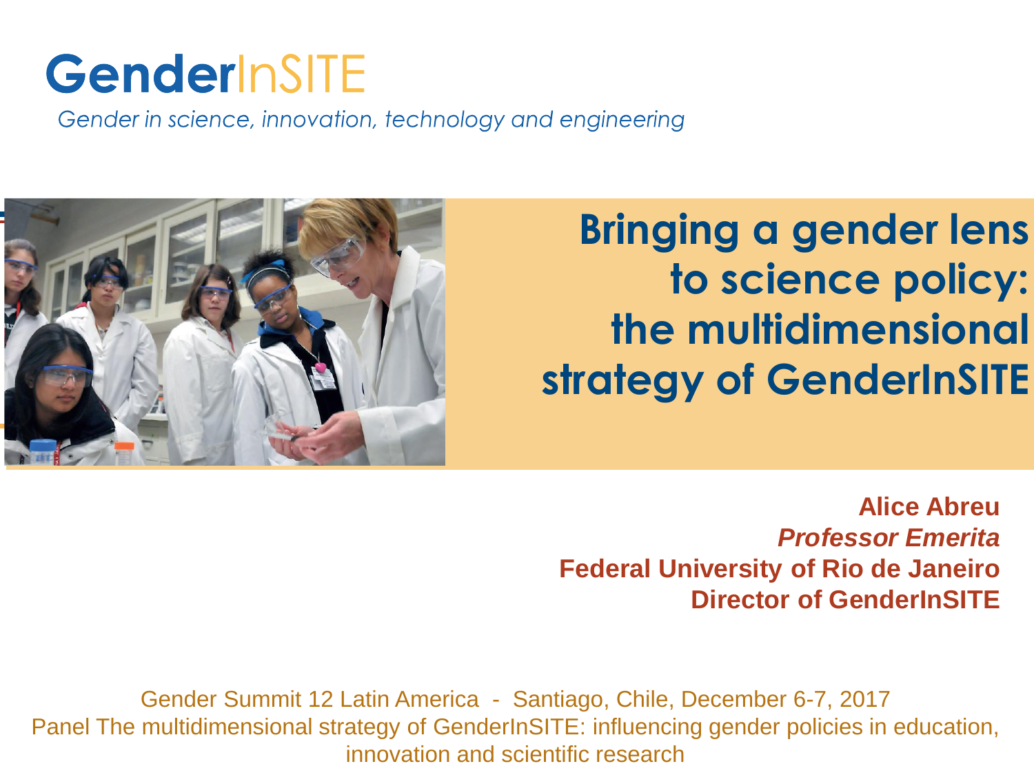# GenderInSITE

*Gender in science, innovation, technology and engineering*

## Bringing a gender lens to science policy: the multidimensional strategy of GenderInSITE

**Alice Abreu**
***Professor Emerita***
**Federal University of Rio de Janeiro**
**Director of GenderInSITE**

Gender Summit 12 Latin America - Santiago, Chile, December 6-7, 2017
Panel The multidimensional strategy of GenderInSITE: influencing gender policies in education, innovation and scientific research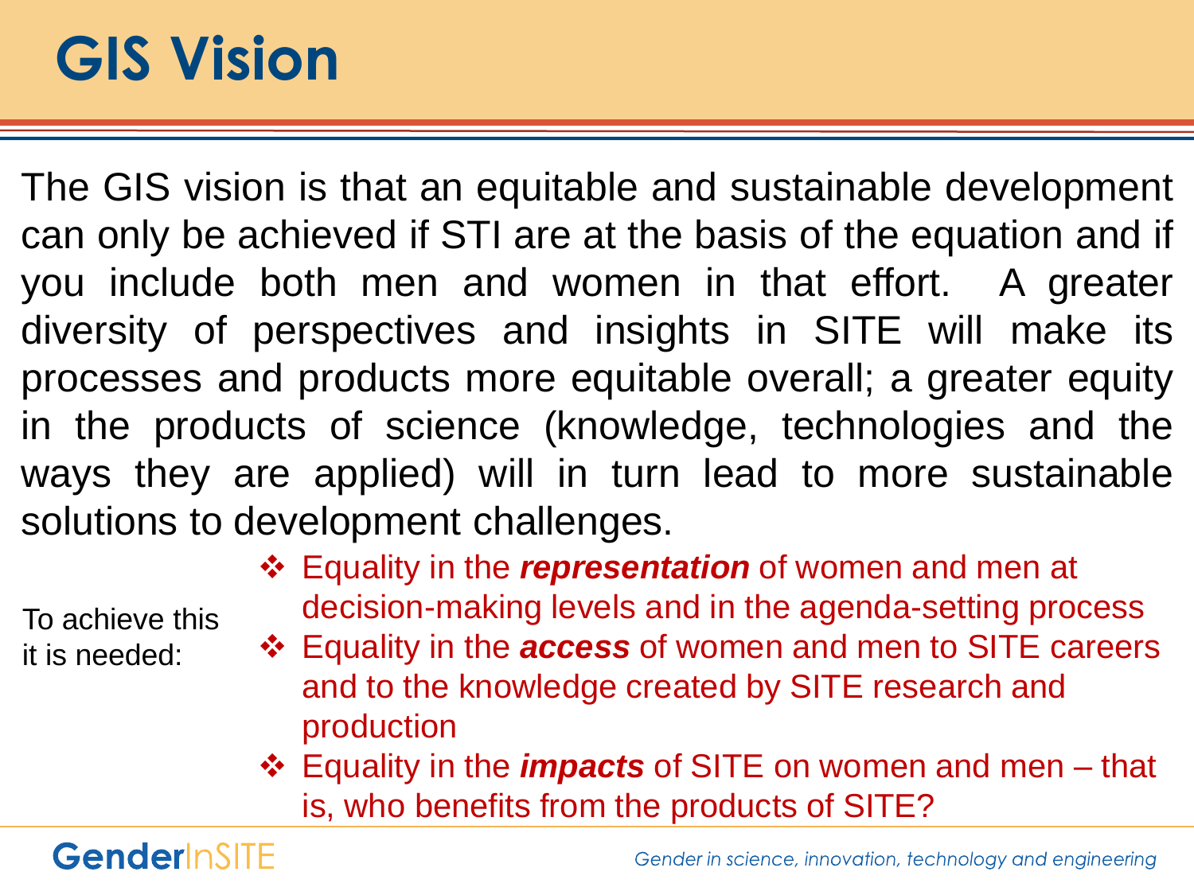# GIS Vision

The GIS vision is that an equitable and sustainable development can only be achieved if STI are at the basis of the equation and if you include both men and women in that effort. A greater diversity of perspectives and insights in SITE will make its processes and products more equitable overall; a greater equity in the products of science (knowledge, technologies and the ways they are applied) will in turn lead to more sustainable solutions to development challenges.

To achieve this it is needed:

- Equality in the ***representation*** of women and men at decision-making levels and in the agenda-setting process
- Equality in the ***access*** of women and men to SITE careers and to the knowledge created by SITE research and production
- Equality in the ***impacts*** of SITE on women and men – that is, who benefits from the products of SITE?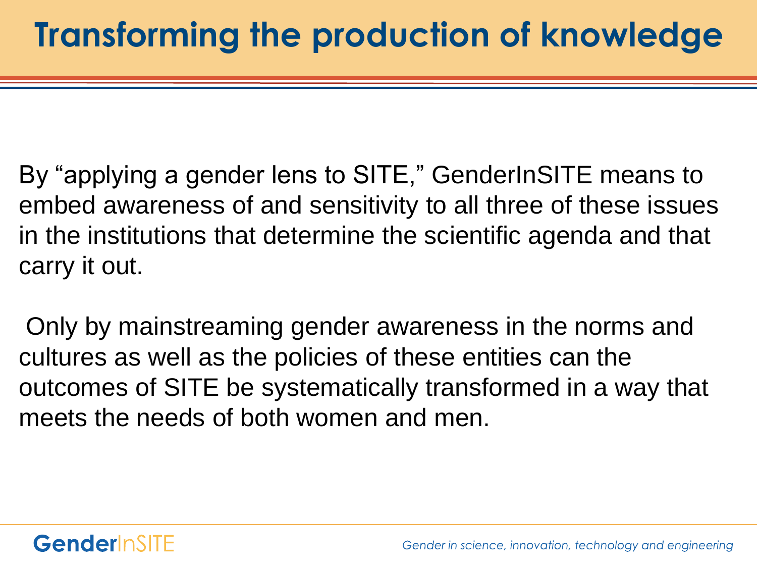# Transforming the production of knowledge

By "applying a gender lens to SITE," GenderInSITE means to embed awareness of and sensitivity to all three of these issues in the institutions that determine the scientific agenda and that carry it out.

Only by mainstreaming gender awareness in the norms and cultures as well as the policies of these entities can the outcomes of SITE be systematically transformed in a way that meets the needs of both women and men.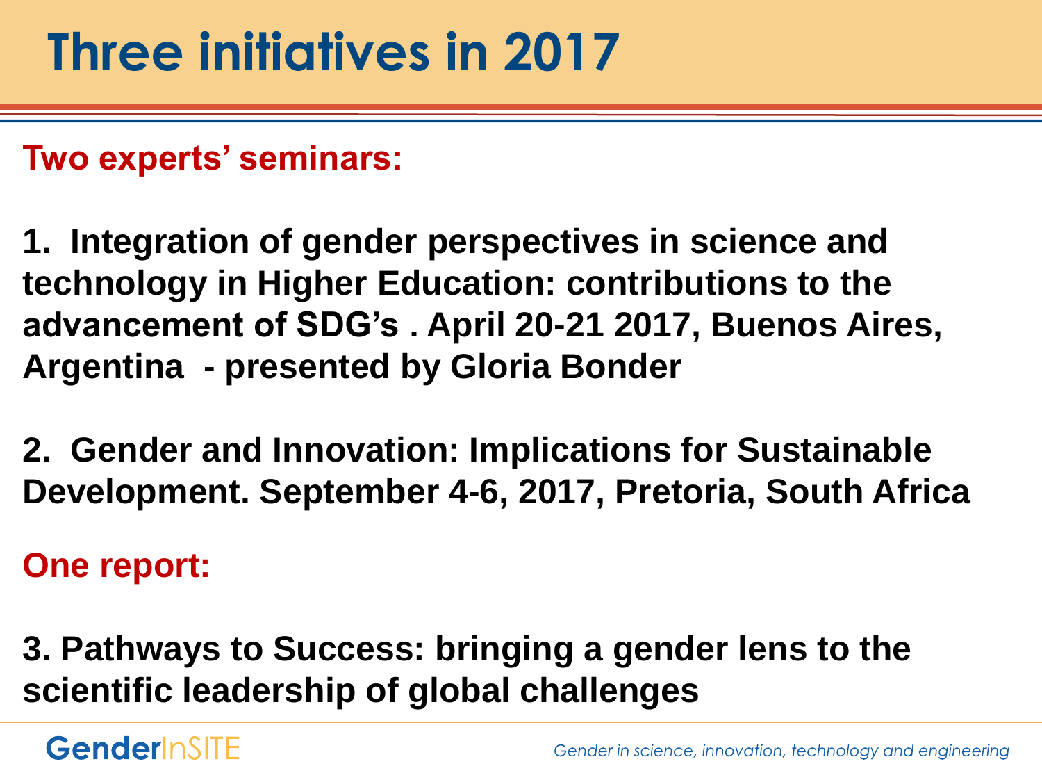# Three initiatives in 2017

**Two experts' seminars:**

**1. Integration of gender perspectives in science and technology in Higher Education: contributions to the advancement of SDG's . April 20-21 2017, Buenos Aires, Argentina - presented by Gloria Bonder**

**2. Gender and Innovation: Implications for Sustainable Development. September 4-6, 2017, Pretoria, South Africa**

**One report:**

**3. Pathways to Success: bringing a gender lens to the scientific leadership of global challenges**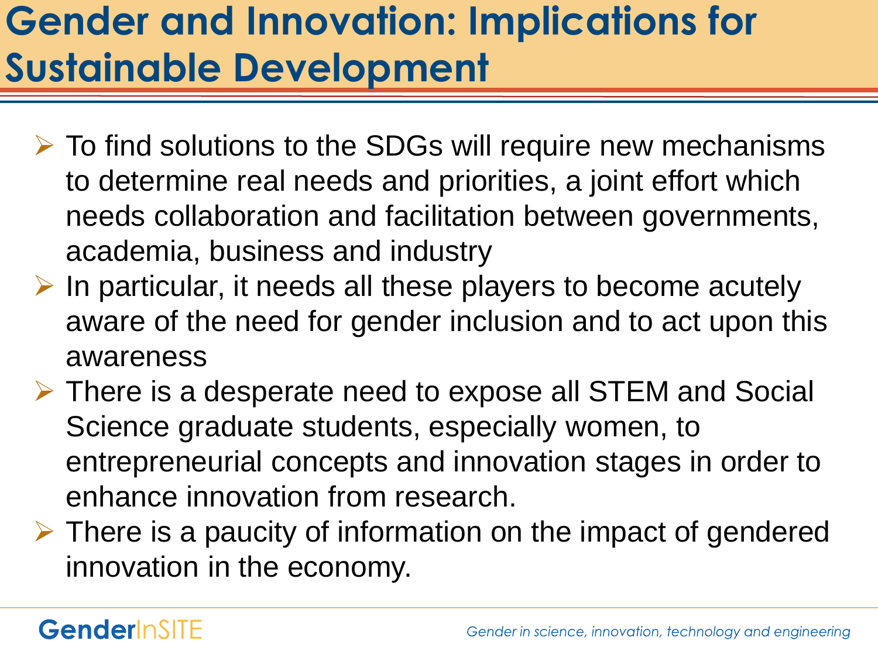# Gender and Innovation: Implications for Sustainable Development

- To find solutions to the SDGs will require new mechanisms to determine real needs and priorities, a joint effort which needs collaboration and facilitation between governments, academia, business and industry
- In particular, it needs all these players to become acutely aware of the need for gender inclusion and to act upon this awareness
- There is a desperate need to expose all STEM and Social Science graduate students, especially women, to entrepreneurial concepts and innovation stages in order to enhance innovation from research.
- There is a paucity of information on the impact of gendered innovation in the economy.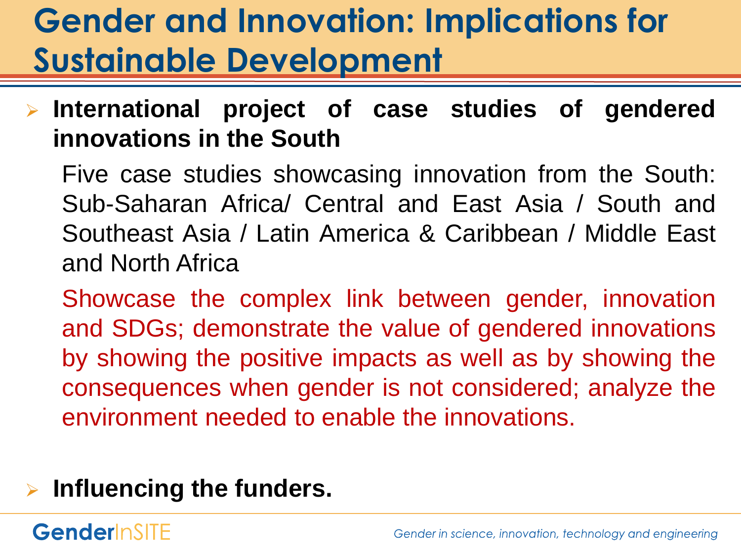# Gender and Innovation: Implications for Sustainable Development

- **International project of case studies of gendered innovations in the South**

  Five case studies showcasing innovation from the South: Sub-Saharan Africa/ Central and East Asia / South and Southeast Asia / Latin America & Caribbean / Middle East and North Africa

  Showcase the complex link between gender, innovation and SDGs; demonstrate the value of gendered innovations by showing the positive impacts as well as by showing the consequences when gender is not considered; analyze the environment needed to enable the innovations.

- **Influencing the funders.**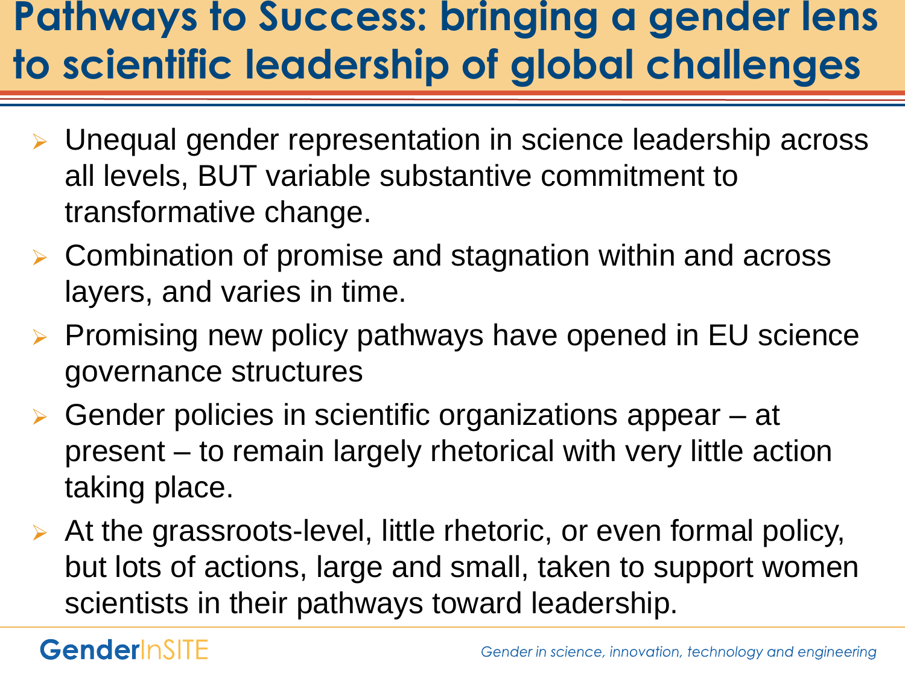# Pathways to Success: bringing a gender lens to scientific leadership of global challenges

- Unequal gender representation in science leadership across all levels, BUT variable substantive commitment to transformative change.
- Combination of promise and stagnation within and across layers, and varies in time.
- Promising new policy pathways have opened in EU science governance structures
- Gender policies in scientific organizations appear – at present – to remain largely rhetorical with very little action taking place.
- At the grassroots-level, little rhetoric, or even formal policy, but lots of actions, large and small, taken to support women scientists in their pathways toward leadership.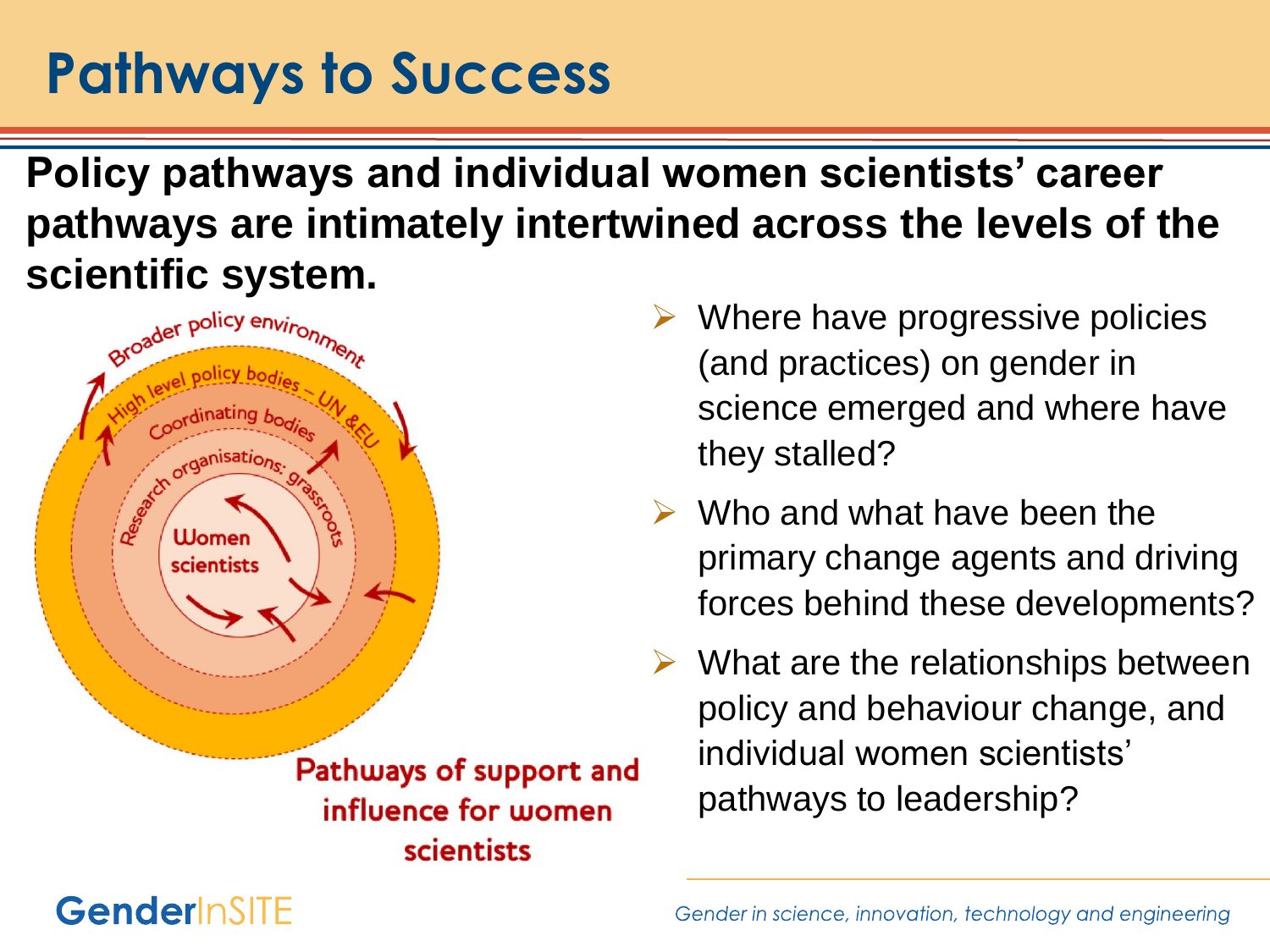# Pathways to Success

**Policy pathways and individual women scientists' career pathways are intimately intertwined across the levels of the scientific system.**

Broader policy environment

High level policy bodies – UN & EU

Coordinating bodies

Research organisations; grassroots

Women scientists

Pathways of support and influence for women scientists

- Where have progressive policies (and practices) on gender in science emerged and where have they stalled?
- Who and what have been the primary change agents and driving forces behind these developments?
- What are the relationships between policy and behaviour change, and individual women scientists' pathways to leadership?

GenderInSITE

*Gender in science, innovation, technology and engineering*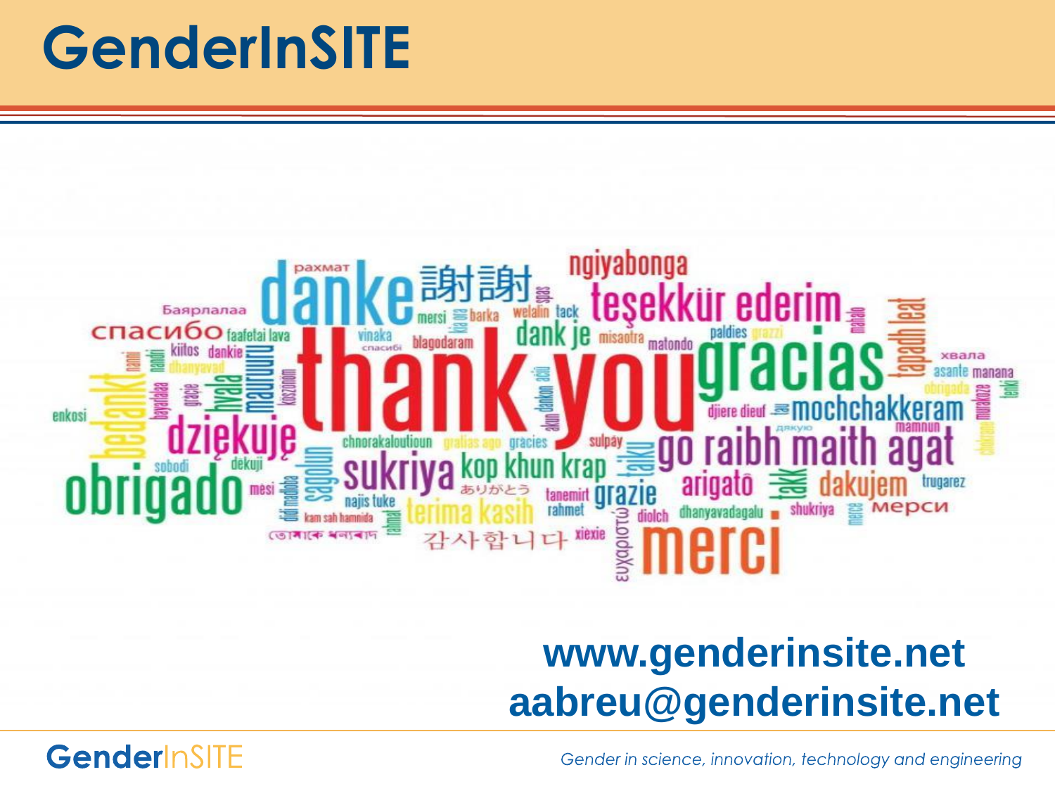# GenderInSITE

**www.genderinsite.net**
**aabreu@genderinsite.net**